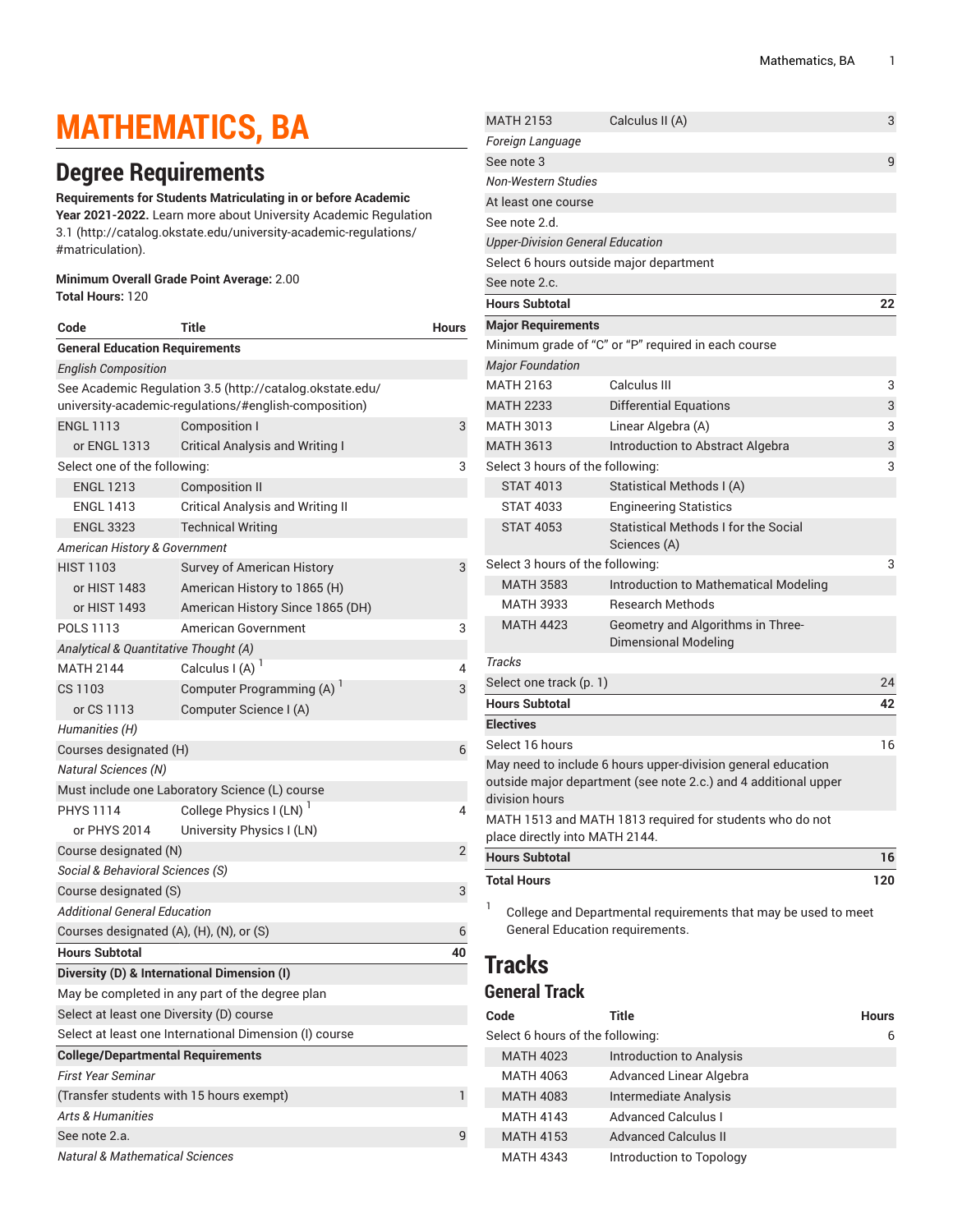# MATHEMATICS, BA

## Degree Requirements

**Requirements for Students Matriculating in or before Academic Year 2021-2022.** Learn more about University Academic Regulation 3.1 (http://catalog.okstate.edu/university-academic-regulations/#matriculation).

**Minimum Overall Grade Point Average:** 2.00
**Total Hours:** 120

| Code | Title | Hours |
|---|---|---|
| **General Education Requirements** | | |
| *English Composition* | | |
| See Academic Regulation 3.5 (http://catalog.okstate.edu/university-academic-regulations/#english-composition) | | |
| ENGL 1113 | Composition I | 3 |
| or ENGL 1313 | Critical Analysis and Writing I | |
| Select one of the following: | | 3 |
| ENGL 1213 | Composition II | |
| ENGL 1413 | Critical Analysis and Writing II | |
| ENGL 3323 | Technical Writing | |
| *American History & Government* | | |
| HIST 1103 | Survey of American History | 3 |
| or HIST 1483 | American History to 1865 (H) | |
| or HIST 1493 | American History Since 1865 (DH) | |
| POLS 1113 | American Government | 3 |
| *Analytical & Quantitative Thought (A)* | | |
| MATH 2144 | Calculus I (A) [1] | 4 |
| CS 1103 | Computer Programming (A) [1] | 3 |
| or CS 1113 | Computer Science I (A) | |
| *Humanities (H)* | | |
| Courses designated (H) | | 6 |
| *Natural Sciences (N)* | | |
| Must include one Laboratory Science (L) course | | |
| PHYS 1114 | College Physics I (LN) [1] | 4 |
| or PHYS 2014 | University Physics I (LN) | |
| Course designated (N) | | 2 |
| *Social & Behavioral Sciences (S)* | | |
| Course designated (S) | | 3 |
| *Additional General Education* | | |
| Courses designated (A), (H), (N), or (S) | | 6 |
| **Hours Subtotal** | | **40** |
| **Diversity (D) & International Dimension (I)** | | |
| May be completed in any part of the degree plan | | |
| Select at least one Diversity (D) course | | |
| Select at least one International Dimension (I) course | | |
| **College/Departmental Requirements** | | |
| *First Year Seminar* | | |
| (Transfer students with 15 hours exempt) | | 1 |
| *Arts & Humanities* | | |
| See note 2.a. | | 9 |
| *Natural & Mathematical Sciences* | | |
| MATH 2153 | Calculus II (A) | 3 |
| *Foreign Language* | | |
| See note 3 | | 9 |
| *Non-Western Studies* | | |
| At least one course | | |
| See note 2.d. | | |
| *Upper-Division General Education* | | |
| Select 6 hours outside major department | | |
| See note 2.c. | | |
| **Hours Subtotal** | | **22** |
| **Major Requirements** | | |
| Minimum grade of "C" or "P" required in each course | | |
| *Major Foundation* | | |
| MATH 2163 | Calculus III | 3 |
| MATH 2233 | Differential Equations | 3 |
| MATH 3013 | Linear Algebra (A) | 3 |
| MATH 3613 | Introduction to Abstract Algebra | 3 |
| Select 3 hours of the following: | | 3 |
| STAT 4013 | Statistical Methods I (A) | |
| STAT 4033 | Engineering Statistics | |
| STAT 4053 | Statistical Methods I for the Social Sciences (A) | |
| Select 3 hours of the following: | | 3 |
| MATH 3583 | Introduction to Mathematical Modeling | |
| MATH 3933 | Research Methods | |
| MATH 4423 | Geometry and Algorithms in Three-Dimensional Modeling | |
| *Tracks* | | |
| Select one track (p. 1) | | 24 |
| **Hours Subtotal** | | **42** |
| **Electives** | | |
| Select 16 hours | | 16 |
| May need to include 6 hours upper-division general education outside major department (see note 2.c.) and 4 additional upper division hours | | |
| MATH 1513 and MATH 1813 required for students who do not place directly into MATH 2144. | | |
| **Hours Subtotal** | | **16** |
| **Total Hours** | | **120** |

[1] College and Departmental requirements that may be used to meet General Education requirements.

# Tracks

## General Track

| Code | Title | Hours |
|---|---|---|
| Select 6 hours of the following: | | 6 |
| MATH 4023 | Introduction to Analysis | |
| MATH 4063 | Advanced Linear Algebra | |
| MATH 4083 | Intermediate Analysis | |
| MATH 4143 | Advanced Calculus I | |
| MATH 4153 | Advanced Calculus II | |
| MATH 4343 | Introduction to Topology | |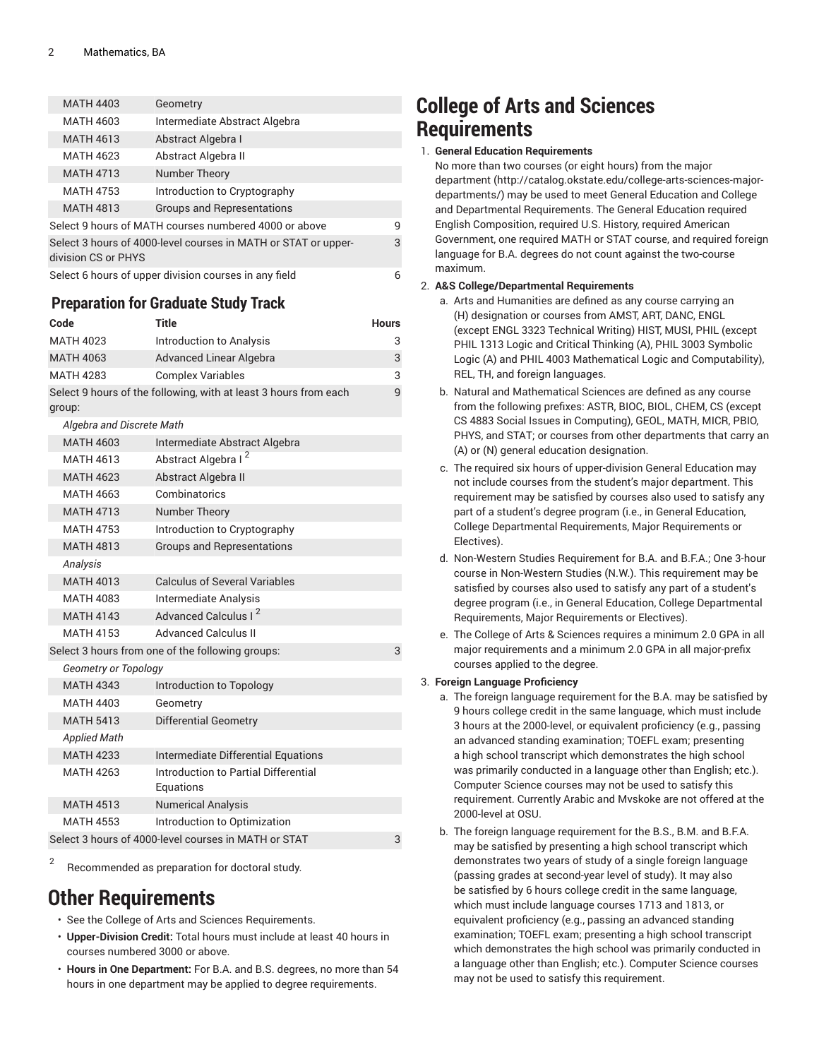| | | |
|---|---|---|
| MATH 4403 | Geometry | |
| MATH 4603 | Intermediate Abstract Algebra | |
| MATH 4613 | Abstract Algebra I | |
| MATH 4623 | Abstract Algebra II | |
| MATH 4713 | Number Theory | |
| MATH 4753 | Introduction to Cryptography | |
| MATH 4813 | Groups and Representations | |
| Select 9 hours of MATH courses numbered 4000 or above | | 9 |
| Select 3 hours of 4000-level courses in MATH or STAT or upper-division CS or PHYS | | 3 |
| Select 6 hours of upper division courses in any field | | 6 |

## Preparation for Graduate Study Track

| Code | Title | Hours |
|---|---|---|
| MATH 4023 | Introduction to Analysis | 3 |
| MATH 4063 | Advanced Linear Algebra | 3 |
| MATH 4283 | Complex Variables | 3 |
| Select 9 hours of the following, with at least 3 hours from each group: | | 9 |
| *Algebra and Discrete Math* | | |
| MATH 4603 | Intermediate Abstract Algebra | |
| MATH 4613 | Abstract Algebra I [2] | |
| MATH 4623 | Abstract Algebra II | |
| MATH 4663 | Combinatorics | |
| MATH 4713 | Number Theory | |
| MATH 4753 | Introduction to Cryptography | |
| MATH 4813 | Groups and Representations | |
| *Analysis* | | |
| MATH 4013 | Calculus of Several Variables | |
| MATH 4083 | Intermediate Analysis | |
| MATH 4143 | Advanced Calculus I [2] | |
| MATH 4153 | Advanced Calculus II | |
| Select 3 hours from one of the following groups: | | 3 |
| *Geometry or Topology* | | |
| MATH 4343 | Introduction to Topology | |
| MATH 4403 | Geometry | |
| MATH 5413 | Differential Geometry | |
| *Applied Math* | | |
| MATH 4233 | Intermediate Differential Equations | |
| MATH 4263 | Introduction to Partial Differential Equations | |
| MATH 4513 | Numerical Analysis | |
| MATH 4553 | Introduction to Optimization | |
| Select 3 hours of 4000-level courses in MATH or STAT | | 3 |

[2] Recommended as preparation for doctoral study.

# Other Requirements

- See the College of Arts and Sciences Requirements.
- **Upper-Division Credit:** Total hours must include at least 40 hours in courses numbered 3000 or above.
- **Hours in One Department:** For B.A. and B.S. degrees, no more than 54 hours in one department may be applied to degree requirements.

# College of Arts and Sciences Requirements

1. **General Education Requirements**
   No more than two courses (or eight hours) from the major department (http://catalog.okstate.edu/college-arts-sciences-major-departments/) may be used to meet General Education and College and Departmental Requirements. The General Education required English Composition, required U.S. History, required American Government, one required MATH or STAT course, and required foreign language for B.A. degrees do not count against the two-course maximum.
2. **A&S College/Departmental Requirements**
   a. Arts and Humanities are defined as any course carrying an (H) designation or courses from AMST, ART, DANC, ENGL (except ENGL 3323 Technical Writing) HIST, MUSI, PHIL (except PHIL 1313 Logic and Critical Thinking (A), PHIL 3003 Symbolic Logic (A) and PHIL 4003 Mathematical Logic and Computability), REL, TH, and foreign languages.
   b. Natural and Mathematical Sciences are defined as any course from the following prefixes: ASTR, BIOC, BIOL, CHEM, CS (except CS 4883 Social Issues in Computing), GEOL, MATH, MICR, PBIO, PHYS, and STAT; or courses from other departments that carry an (A) or (N) general education designation.
   c. The required six hours of upper-division General Education may not include courses from the student's major department. This requirement may be satisfied by courses also used to satisfy any part of a student's degree program (i.e., in General Education, College Departmental Requirements, Major Requirements or Electives).
   d. Non-Western Studies Requirement for B.A. and B.F.A.; One 3-hour course in Non-Western Studies (N.W.). This requirement may be satisfied by courses also used to satisfy any part of a student's degree program (i.e., in General Education, College Departmental Requirements, Major Requirements or Electives).
   e. The College of Arts & Sciences requires a minimum 2.0 GPA in all major requirements and a minimum 2.0 GPA in all major-prefix courses applied to the degree.
3. **Foreign Language Proficiency**
   a. The foreign language requirement for the B.A. may be satisfied by 9 hours college credit in the same language, which must include 3 hours at the 2000-level, or equivalent proficiency (e.g., passing an advanced standing examination; TOEFL exam; presenting a high school transcript which demonstrates the high school was primarily conducted in a language other than English; etc.). Computer Science courses may not be used to satisfy this requirement. Currently Arabic and Mvskoke are not offered at the 2000-level at OSU.
   b. The foreign language requirement for the B.S., B.M. and B.F.A. may be satisfied by presenting a high school transcript which demonstrates two years of study of a single foreign language (passing grades at second-year level of study). It may also be satisfied by 6 hours college credit in the same language, which must include language courses 1713 and 1813, or equivalent proficiency (e.g., passing an advanced standing examination; TOEFL exam; presenting a high school transcript which demonstrates the high school was primarily conducted in a language other than English; etc.). Computer Science courses may not be used to satisfy this requirement.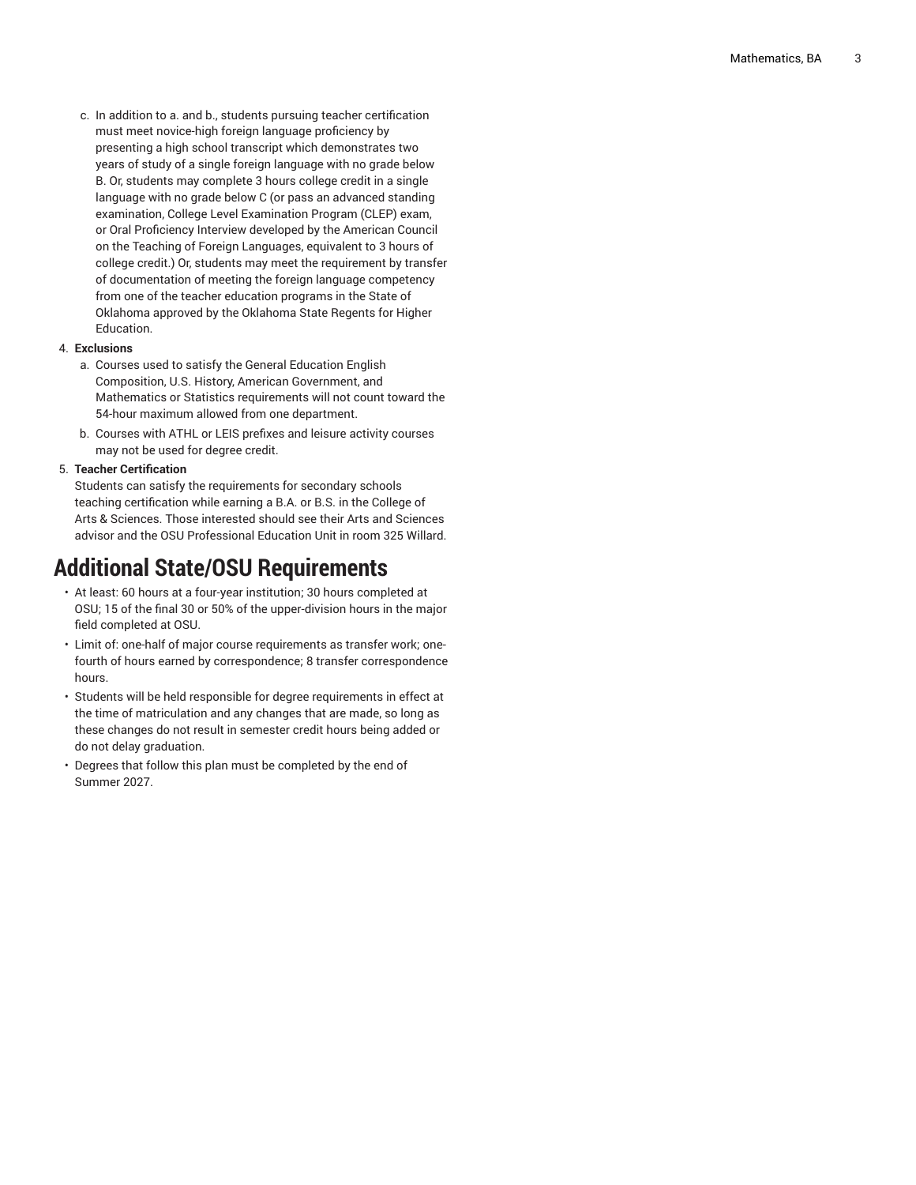c. In addition to a. and b., students pursuing teacher certification must meet novice-high foreign language proficiency by presenting a high school transcript which demonstrates two years of study of a single foreign language with no grade below B. Or, students may complete 3 hours college credit in a single language with no grade below C (or pass an advanced standing examination, College Level Examination Program (CLEP) exam, or Oral Proficiency Interview developed by the American Council on the Teaching of Foreign Languages, equivalent to 3 hours of college credit.) Or, students may meet the requirement by transfer of documentation of meeting the foreign language competency from one of the teacher education programs in the State of Oklahoma approved by the Oklahoma State Regents for Higher Education.

4. **Exclusions**
   a. Courses used to satisfy the General Education English Composition, U.S. History, American Government, and Mathematics or Statistics requirements will not count toward the 54-hour maximum allowed from one department.
   b. Courses with ATHL or LEIS prefixes and leisure activity courses may not be used for degree credit.
5. **Teacher Certification**
   Students can satisfy the requirements for secondary schools teaching certification while earning a B.A. or B.S. in the College of Arts & Sciences. Those interested should see their Arts and Sciences advisor and the OSU Professional Education Unit in room 325 Willard.

## Additional State/OSU Requirements

- At least: 60 hours at a four-year institution; 30 hours completed at OSU; 15 of the final 30 or 50% of the upper-division hours in the major field completed at OSU.
- Limit of: one-half of major course requirements as transfer work; one-fourth of hours earned by correspondence; 8 transfer correspondence hours.
- Students will be held responsible for degree requirements in effect at the time of matriculation and any changes that are made, so long as these changes do not result in semester credit hours being added or do not delay graduation.
- Degrees that follow this plan must be completed by the end of Summer 2027.